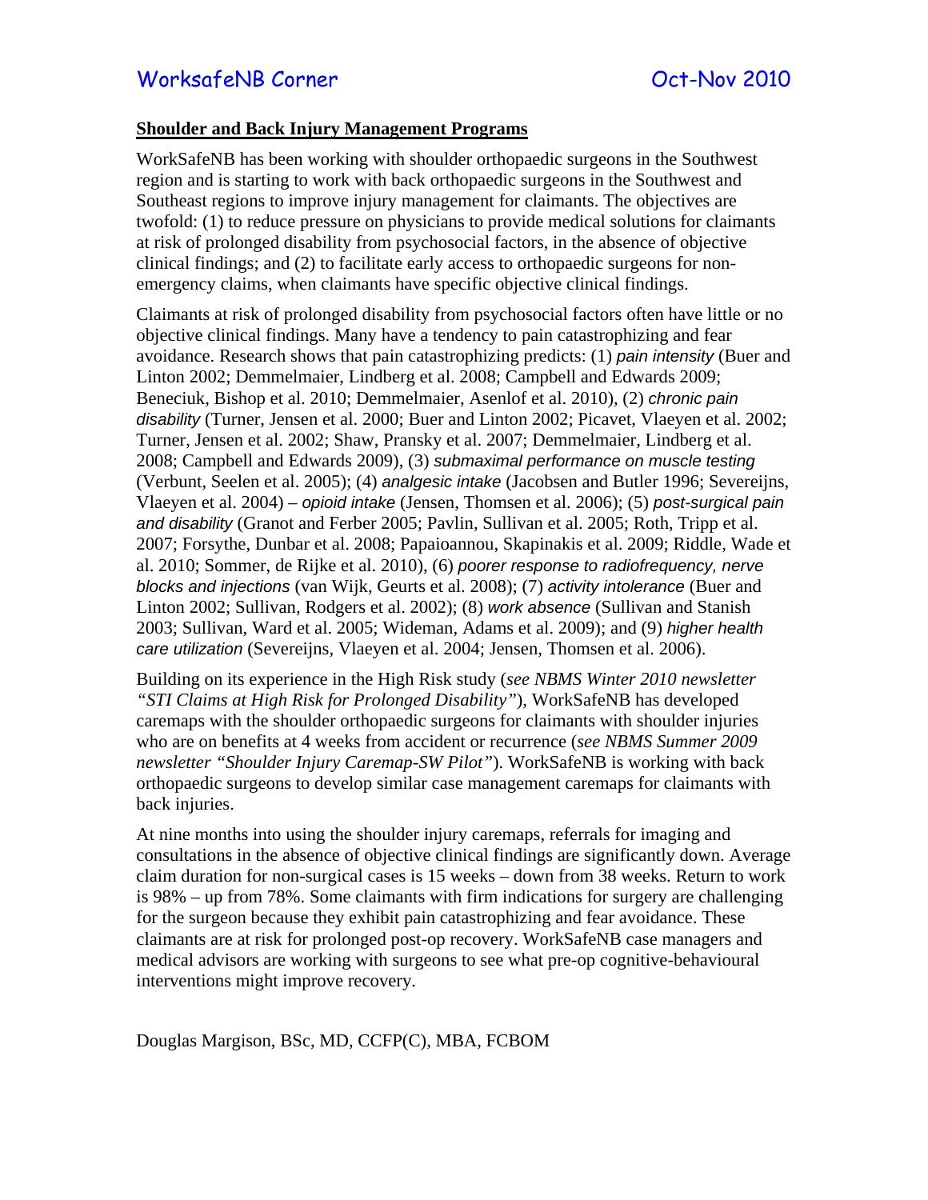# WorksafeNB Corner Oct-Nov 2010

## Shoulder and Back Injury Management Programs

WorkSafeNB has been working with shoulder orthopaedic surgeons in the Southwest region and is starting to work with back orthopaedic surgeons in the Southwest and Southeast regions to improve injury management for claimants. The objectives are twofold: (1) to reduce pressure on physicians to provide medical solutions for claimants at risk of prolonged disability from psychosocial factors, in the absence of objective clinical findings; and (2) to facilitate early access to orthopaedic surgeons for non-emergency claims, when claimants have specific objective clinical findings.

Claimants at risk of prolonged disability from psychosocial factors often have little or no objective clinical findings. Many have a tendency to pain catastrophizing and fear avoidance. Research shows that pain catastrophizing predicts: (1) *pain intensity* (Buer and Linton 2002; Demmelmaier, Lindberg et al. 2008; Campbell and Edwards 2009; Beneciuk, Bishop et al. 2010; Demmelmaier, Asenlof et al. 2010), (2) *chronic pain disability* (Turner, Jensen et al. 2000; Buer and Linton 2002; Picavet, Vlaeyen et al. 2002; Turner, Jensen et al. 2002; Shaw, Pransky et al. 2007; Demmelmaier, Lindberg et al. 2008; Campbell and Edwards 2009), (3) *submaximal performance on muscle testing* (Verbunt, Seelen et al. 2005); (4) *analgesic intake* (Jacobsen and Butler 1996; Severeijns, Vlaeyen et al. 2004) – *opioid intake* (Jensen, Thomsen et al. 2006); (5) *post-surgical pain and disability* (Granot and Ferber 2005; Pavlin, Sullivan et al. 2005; Roth, Tripp et al. 2007; Forsythe, Dunbar et al. 2008; Papaioannou, Skapinakis et al. 2009; Riddle, Wade et al. 2010; Sommer, de Rijke et al. 2010), (6) *poorer response to radiofrequency, nerve blocks and injections* (van Wijk, Geurts et al. 2008); (7) *activity intolerance* (Buer and Linton 2002; Sullivan, Rodgers et al. 2002); (8) *work absence* (Sullivan and Stanish 2003; Sullivan, Ward et al. 2005; Wideman, Adams et al. 2009); and (9) *higher health care utilization* (Severeijns, Vlaeyen et al. 2004; Jensen, Thomsen et al. 2006).

Building on its experience in the High Risk study (*see NBMS Winter 2010 newsletter "STI Claims at High Risk for Prolonged Disability"*), WorkSafeNB has developed caremaps with the shoulder orthopaedic surgeons for claimants with shoulder injuries who are on benefits at 4 weeks from accident or recurrence (*see NBMS Summer 2009 newsletter "Shoulder Injury Caremap-SW Pilot"*). WorkSafeNB is working with back orthopaedic surgeons to develop similar case management caremaps for claimants with back injuries.

At nine months into using the shoulder injury caremaps, referrals for imaging and consultations in the absence of objective clinical findings are significantly down. Average claim duration for non-surgical cases is 15 weeks – down from 38 weeks. Return to work is 98% – up from 78%. Some claimants with firm indications for surgery are challenging for the surgeon because they exhibit pain catastrophizing and fear avoidance. These claimants are at risk for prolonged post-op recovery. WorkSafeNB case managers and medical advisors are working with surgeons to see what pre-op cognitive-behavioural interventions might improve recovery.

Douglas Margison, BSc, MD, CCFP(C), MBA, FCBOM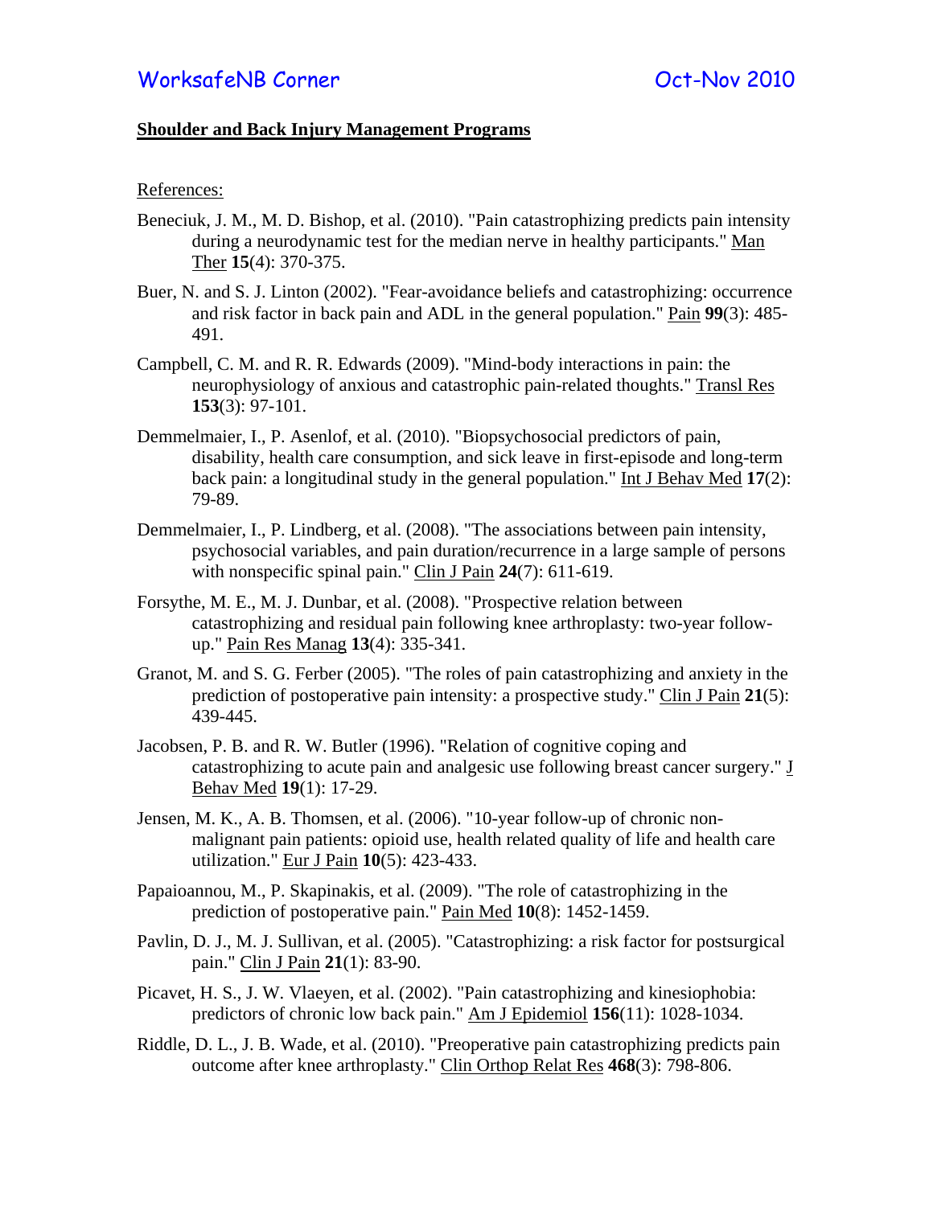**Shoulder and Back Injury Management Programs**

References:

Beneciuk, J. M., M. D. Bishop, et al. (2010). "Pain catastrophizing predicts pain intensity during a neurodynamic test for the median nerve in healthy participants." Man Ther **15**(4): 370-375.

Buer, N. and S. J. Linton (2002). "Fear-avoidance beliefs and catastrophizing: occurrence and risk factor in back pain and ADL in the general population." Pain **99**(3): 485-491.

Campbell, C. M. and R. R. Edwards (2009). "Mind-body interactions in pain: the neurophysiology of anxious and catastrophic pain-related thoughts." Transl Res **153**(3): 97-101.

Demmelmaier, I., P. Asenlof, et al. (2010). "Biopsychosocial predictors of pain, disability, health care consumption, and sick leave in first-episode and long-term back pain: a longitudinal study in the general population." Int J Behav Med **17**(2): 79-89.

Demmelmaier, I., P. Lindberg, et al. (2008). "The associations between pain intensity, psychosocial variables, and pain duration/recurrence in a large sample of persons with nonspecific spinal pain." Clin J Pain **24**(7): 611-619.

Forsythe, M. E., M. J. Dunbar, et al. (2008). "Prospective relation between catastrophizing and residual pain following knee arthroplasty: two-year follow-up." Pain Res Manag **13**(4): 335-341.

Granot, M. and S. G. Ferber (2005). "The roles of pain catastrophizing and anxiety in the prediction of postoperative pain intensity: a prospective study." Clin J Pain **21**(5): 439-445.

Jacobsen, P. B. and R. W. Butler (1996). "Relation of cognitive coping and catastrophizing to acute pain and analgesic use following breast cancer surgery." J Behav Med **19**(1): 17-29.

Jensen, M. K., A. B. Thomsen, et al. (2006). "10-year follow-up of chronic non-malignant pain patients: opioid use, health related quality of life and health care utilization." Eur J Pain **10**(5): 423-433.

Papaioannou, M., P. Skapinakis, et al. (2009). "The role of catastrophizing in the prediction of postoperative pain." Pain Med **10**(8): 1452-1459.

Pavlin, D. J., M. J. Sullivan, et al. (2005). "Catastrophizing: a risk factor for postsurgical pain." Clin J Pain **21**(1): 83-90.

Picavet, H. S., J. W. Vlaeyen, et al. (2002). "Pain catastrophizing and kinesiophobia: predictors of chronic low back pain." Am J Epidemiol **156**(11): 1028-1034.

Riddle, D. L., J. B. Wade, et al. (2010). "Preoperative pain catastrophizing predicts pain outcome after knee arthroplasty." Clin Orthop Relat Res **468**(3): 798-806.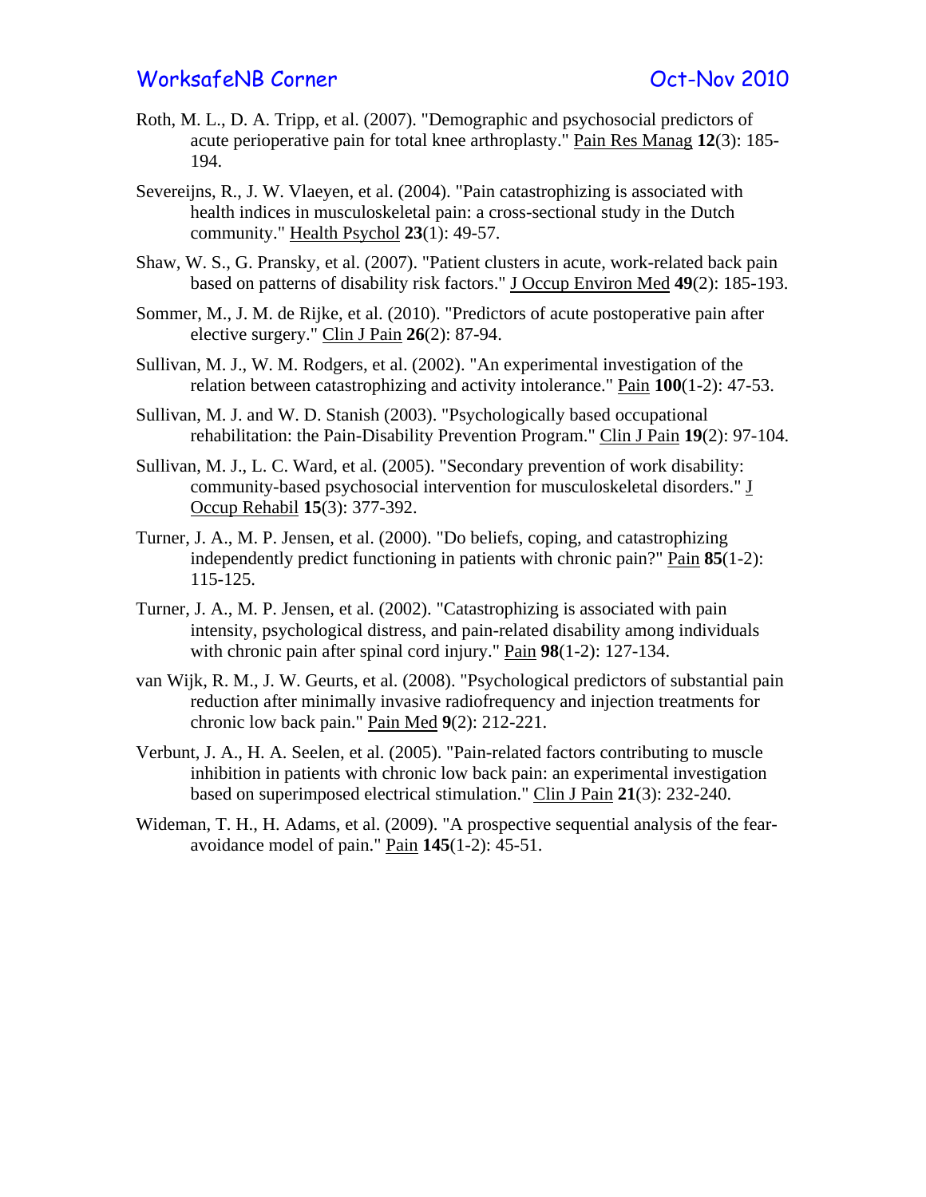Roth, M. L., D. A. Tripp, et al. (2007). "Demographic and psychosocial predictors of acute perioperative pain for total knee arthroplasty." Pain Res Manag **12**(3): 185-194.

Severeijns, R., J. W. Vlaeyen, et al. (2004). "Pain catastrophizing is associated with health indices in musculoskeletal pain: a cross-sectional study in the Dutch community." Health Psychol **23**(1): 49-57.

Shaw, W. S., G. Pransky, et al. (2007). "Patient clusters in acute, work-related back pain based on patterns of disability risk factors." J Occup Environ Med **49**(2): 185-193.

Sommer, M., J. M. de Rijke, et al. (2010). "Predictors of acute postoperative pain after elective surgery." Clin J Pain **26**(2): 87-94.

Sullivan, M. J., W. M. Rodgers, et al. (2002). "An experimental investigation of the relation between catastrophizing and activity intolerance." Pain **100**(1-2): 47-53.

Sullivan, M. J. and W. D. Stanish (2003). "Psychologically based occupational rehabilitation: the Pain-Disability Prevention Program." Clin J Pain **19**(2): 97-104.

Sullivan, M. J., L. C. Ward, et al. (2005). "Secondary prevention of work disability: community-based psychosocial intervention for musculoskeletal disorders." J Occup Rehabil **15**(3): 377-392.

Turner, J. A., M. P. Jensen, et al. (2000). "Do beliefs, coping, and catastrophizing independently predict functioning in patients with chronic pain?" Pain **85**(1-2): 115-125.

Turner, J. A., M. P. Jensen, et al. (2002). "Catastrophizing is associated with pain intensity, psychological distress, and pain-related disability among individuals with chronic pain after spinal cord injury." Pain **98**(1-2): 127-134.

van Wijk, R. M., J. W. Geurts, et al. (2008). "Psychological predictors of substantial pain reduction after minimally invasive radiofrequency and injection treatments for chronic low back pain." Pain Med **9**(2): 212-221.

Verbunt, J. A., H. A. Seelen, et al. (2005). "Pain-related factors contributing to muscle inhibition in patients with chronic low back pain: an experimental investigation based on superimposed electrical stimulation." Clin J Pain **21**(3): 232-240.

Wideman, T. H., H. Adams, et al. (2009). "A prospective sequential analysis of the fear-avoidance model of pain." Pain **145**(1-2): 45-51.